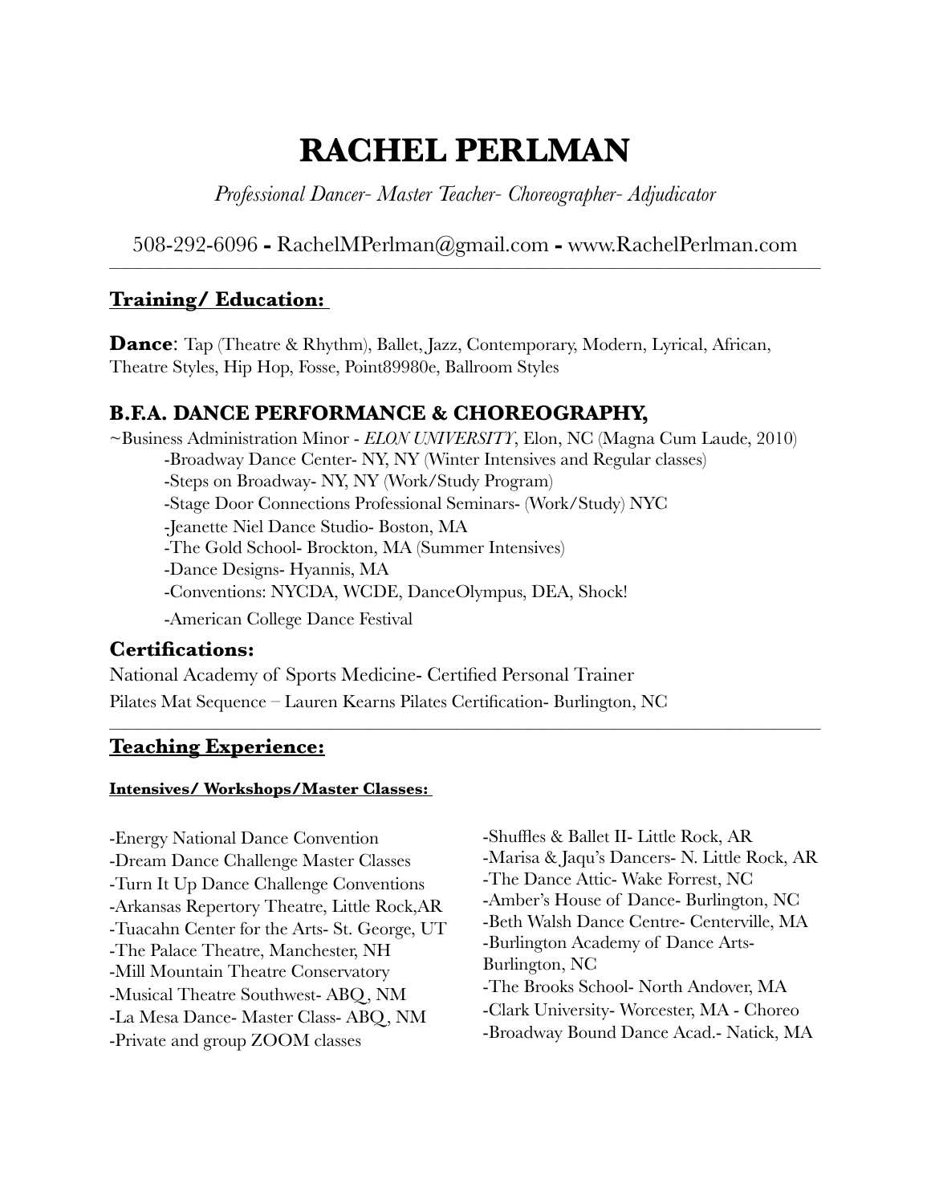# RACHEL PERLMAN

*Professional Dancer- Master Teacher- Choreographer- Adjudicator*

508-292-6096 **-** RachelMPerlman@gmail.com **-** www.RachelPerlman.com

---

## Training/ Education:

**Dance**: Tap (Theatre & Rhythm), Ballet, Jazz, Contemporary, Modern, Lyrical, African, Theatre Styles, Hip Hop, Fosse, Point89980e, Ballroom Styles

### B.F.A. DANCE PERFORMANCE & CHOREOGRAPHY,

~Business Administration Minor - *ELON UNIVERSITY*, Elon, NC (Magna Cum Laude, 2010)

- -Broadway Dance Center- NY, NY (Winter Intensives and Regular classes)
- -Steps on Broadway- NY, NY (Work/Study Program)
- -Stage Door Connections Professional Seminars- (Work/Study) NYC
- -Jeanette Niel Dance Studio- Boston, MA
- -The Gold School- Brockton, MA (Summer Intensives)
- -Dance Designs- Hyannis, MA
- -Conventions: NYCDA, WCDE, DanceOlympus, DEA, Shock!
- -American College Dance Festival

### Certifications:

National Academy of Sports Medicine- Certified Personal Trainer

Pilates Mat Sequence – Lauren Kearns Pilates Certification- Burlington, NC

---

## Teaching Experience:

**Intensives/ Workshops/Master Classes:**

- -Energy National Dance Convention
- -Dream Dance Challenge Master Classes
- -Turn It Up Dance Challenge Conventions
- -Arkansas Repertory Theatre, Little Rock,AR
- -Tuacahn Center for the Arts- St. George, UT
- -The Palace Theatre, Manchester, NH
- -Mill Mountain Theatre Conservatory
- -Musical Theatre Southwest- ABQ, NM
- -La Mesa Dance- Master Class- ABQ, NM
- -Private and group ZOOM classes
- -Shuffles & Ballet II- Little Rock, AR
- -Marisa & Jaqu's Dancers- N. Little Rock, AR
- -The Dance Attic- Wake Forrest, NC
- -Amber's House of Dance- Burlington, NC
- -Beth Walsh Dance Centre- Centerville, MA
- -Burlington Academy of Dance Arts- Burlington, NC
- -The Brooks School- North Andover, MA
- -Clark University- Worcester, MA - Choreo
- -Broadway Bound Dance Acad.- Natick, MA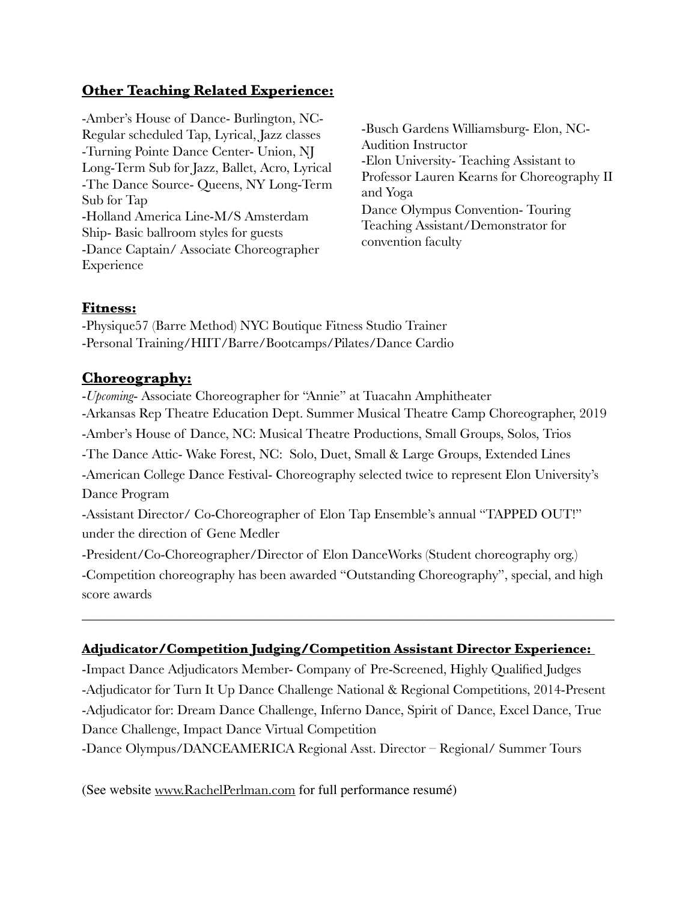**Other Teaching Related Experience:**

-Amber's House of Dance- Burlington, NC- Regular scheduled Tap, Lyrical, Jazz classes
-Turning Pointe Dance Center- Union, NJ Long-Term Sub for Jazz, Ballet, Acro, Lyrical
-The Dance Source- Queens, NY Long-Term Sub for Tap
-Holland America Line-M/S Amsterdam Ship- Basic ballroom styles for guests
-Dance Captain/ Associate Choreographer Experience

-Busch Gardens Williamsburg- Elon, NC- Audition Instructor
-Elon University- Teaching Assistant to Professor Lauren Kearns for Choreography II and Yoga
Dance Olympus Convention- Touring Teaching Assistant/Demonstrator for convention faculty

**Fitness:**

-Physique57 (Barre Method) NYC Boutique Fitness Studio Trainer
-Personal Training/HIIT/Barre/Bootcamps/Pilates/Dance Cardio

**Choreography:**

-*Upcoming*- Associate Choreographer for "Annie" at Tuacahn Amphitheater
-Arkansas Rep Theatre Education Dept. Summer Musical Theatre Camp Choreographer, 2019
-Amber's House of Dance, NC: Musical Theatre Productions, Small Groups, Solos, Trios
-The Dance Attic- Wake Forest, NC: Solo, Duet, Small & Large Groups, Extended Lines
-American College Dance Festival- Choreography selected twice to represent Elon University's Dance Program
-Assistant Director/ Co-Choreographer of Elon Tap Ensemble's annual "TAPPED OUT!" under the direction of Gene Medler
-President/Co-Choreographer/Director of Elon DanceWorks (Student choreography org.)
-Competition choreography has been awarded "Outstanding Choreography", special, and high score awards

---

**Adjudicator/Competition Judging/Competition Assistant Director Experience:**

-Impact Dance Adjudicators Member- Company of Pre-Screened, Highly Qualified Judges
-Adjudicator for Turn It Up Dance Challenge National & Regional Competitions, 2014-Present
-Adjudicator for: Dream Dance Challenge, Inferno Dance, Spirit of Dance, Excel Dance, True Dance Challenge, Impact Dance Virtual Competition
-Dance Olympus/DANCEAMERICA Regional Asst. Director – Regional/ Summer Tours

(See website www.RachelPerlman.com for full performance resumé)